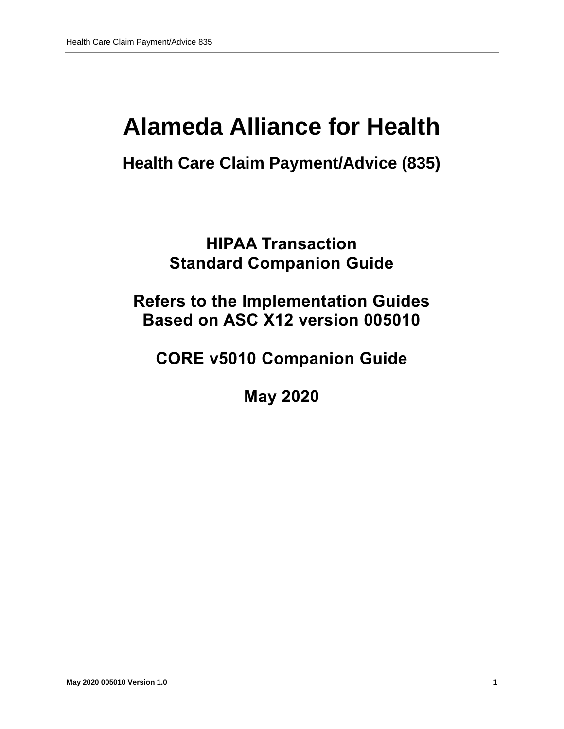# Alameda Alliance for Health

## Health Care Claim Payment/Advice (835)

### HIPAA Transaction
### Standard Companion Guide

### Refers to the Implementation Guides
### Based on ASC X12 version 005010

### CORE v5010 Companion Guide

### May 2020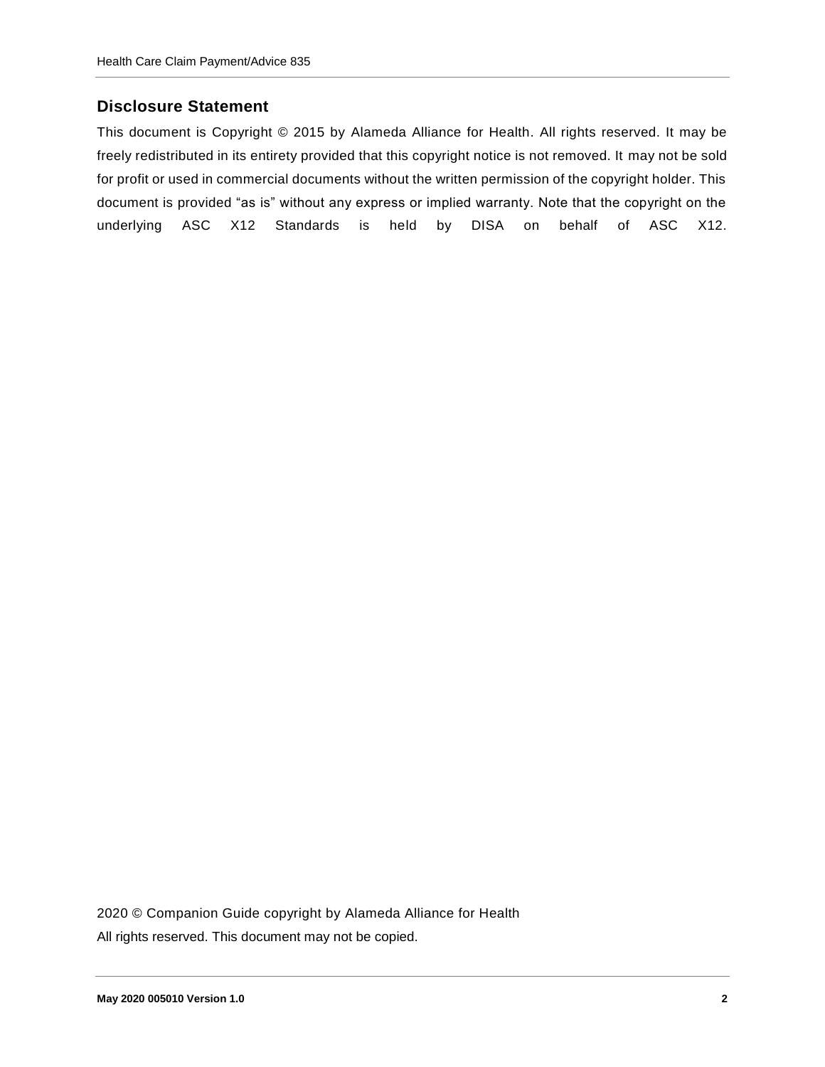## Disclosure Statement

This document is Copyright © 2015 by Alameda Alliance for Health. All rights reserved. It may be freely redistributed in its entirety provided that this copyright notice is not removed. It may not be sold for profit or used in commercial documents without the written permission of the copyright holder. This document is provided "as is" without any express or implied warranty. Note that the copyright on the underlying ASC X12 Standards is held by DISA on behalf of ASC X12.

2020 © Companion Guide copyright by Alameda Alliance for Health

All rights reserved. This document may not be copied.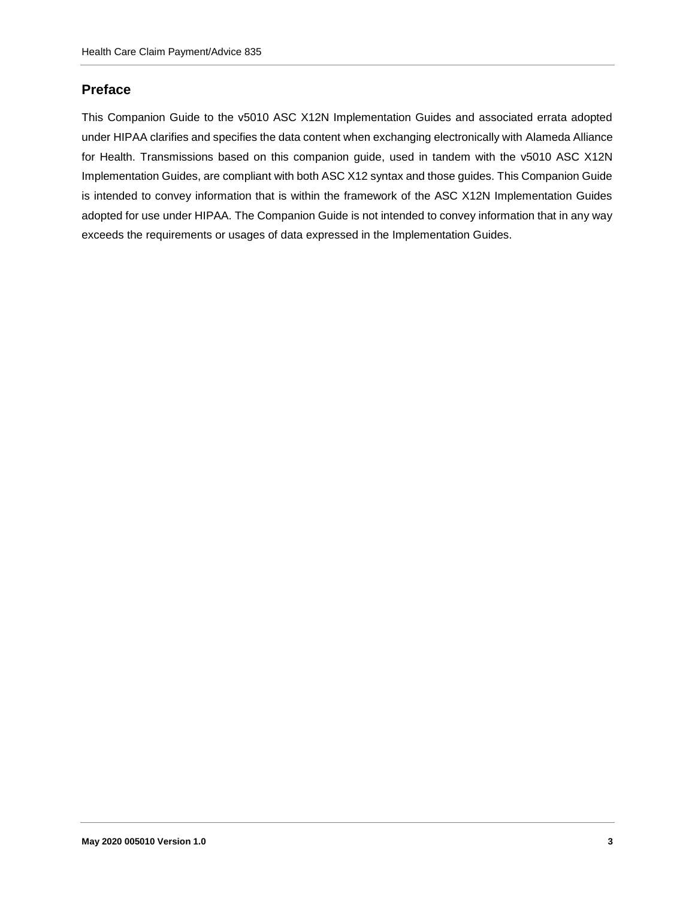## Preface

This Companion Guide to the v5010 ASC X12N Implementation Guides and associated errata adopted under HIPAA clarifies and specifies the data content when exchanging electronically with Alameda Alliance for Health. Transmissions based on this companion guide, used in tandem with the v5010 ASC X12N Implementation Guides, are compliant with both ASC X12 syntax and those guides. This Companion Guide is intended to convey information that is within the framework of the ASC X12N Implementation Guides adopted for use under HIPAA. The Companion Guide is not intended to convey information that in any way exceeds the requirements or usages of data expressed in the Implementation Guides.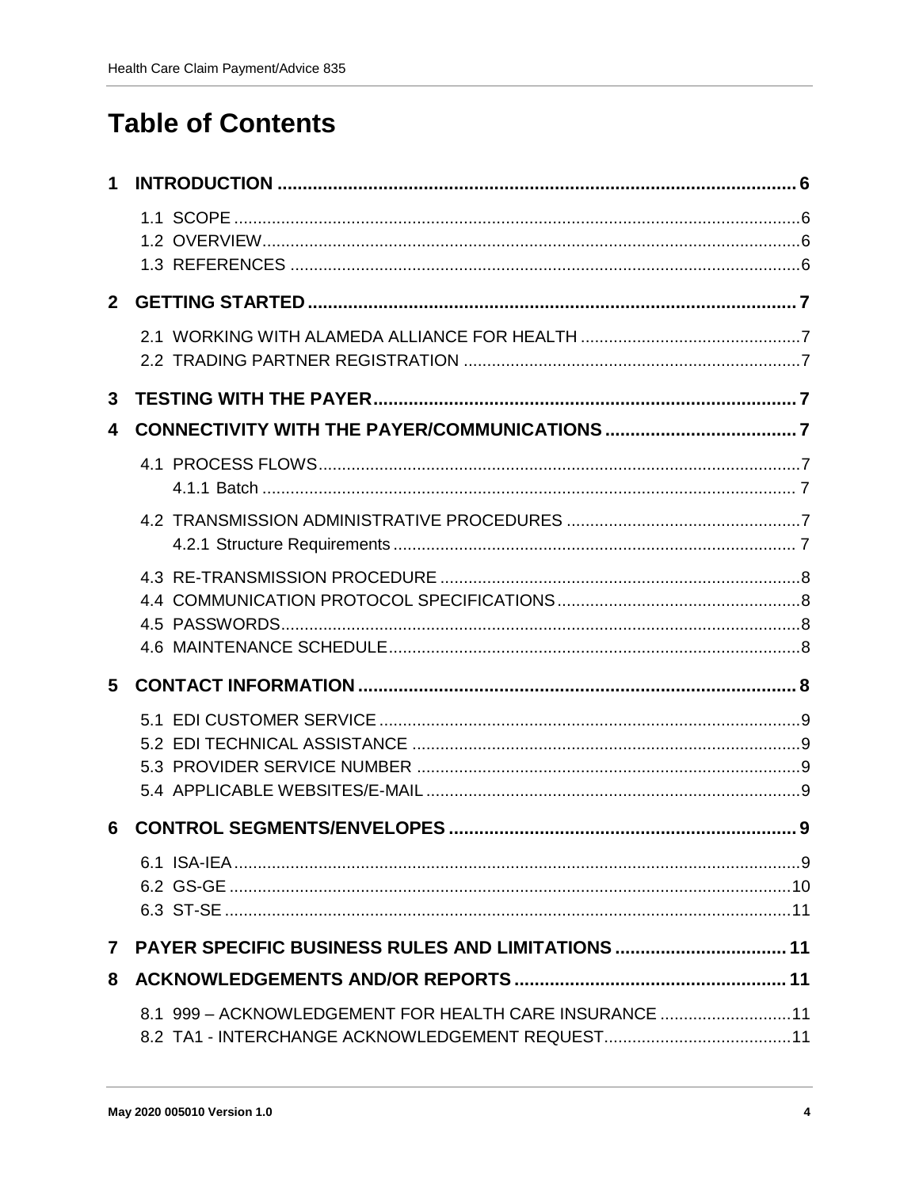# Table of Contents

**1 INTRODUCTION ........................................................................................................ 6**

- 1.1 SCOPE ........................................................................................................................6
- 1.2 OVERVIEW..................................................................................................................6
- 1.3 REFERENCES ............................................................................................................6

**2 GETTING STARTED ................................................................................................. 7**

- 2.1 WORKING WITH ALAMEDA ALLIANCE FOR HEALTH ...............................................7
- 2.2 TRADING PARTNER REGISTRATION .......................................................................7

**3 TESTING WITH THE PAYER.................................................................................... 7**

**4 CONNECTIVITY WITH THE PAYER/COMMUNICATIONS ...................................... 7**

- 4.1 PROCESS FLOWS......................................................................................................7
  - 4.1.1 Batch ................................................................................................................. 7
- 4.2 TRANSMISSION ADMINISTRATIVE PROCEDURES ..................................................7
  - 4.2.1 Structure Requirements ..................................................................................... 7
- 4.3 RE-TRANSMISSION PROCEDURE ............................................................................8
- 4.4 COMMUNICATION PROTOCOL SPECIFICATIONS...................................................8
- 4.5 PASSWORDS..............................................................................................................8
- 4.6 MAINTENANCE SCHEDULE.......................................................................................8

**5 CONTACT INFORMATION ....................................................................................... 8**

- 5.1 EDI CUSTOMER SERVICE .........................................................................................9
- 5.2 EDI TECHNICAL ASSISTANCE ..................................................................................9
- 5.3 PROVIDER SERVICE NUMBER .................................................................................9
- 5.4 APPLICABLE WEBSITES/E-MAIL ...............................................................................9

**6 CONTROL SEGMENTS/ENVELOPES ..................................................................... 9**

- 6.1 ISA-IEA ........................................................................................................................9
- 6.2 GS-GE .......................................................................................................................10
- 6.3 ST-SE ........................................................................................................................11

**7 PAYER SPECIFIC BUSINESS RULES AND LIMITATIONS .................................. 11**

**8 ACKNOWLEDGEMENTS AND/OR REPORTS ...................................................... 11**

- 8.1 999 – ACKNOWLEDGEMENT FOR HEALTH CARE INSURANCE ............................11
- 8.2 TA1 - INTERCHANGE ACKNOWLEDGEMENT REQUEST........................................11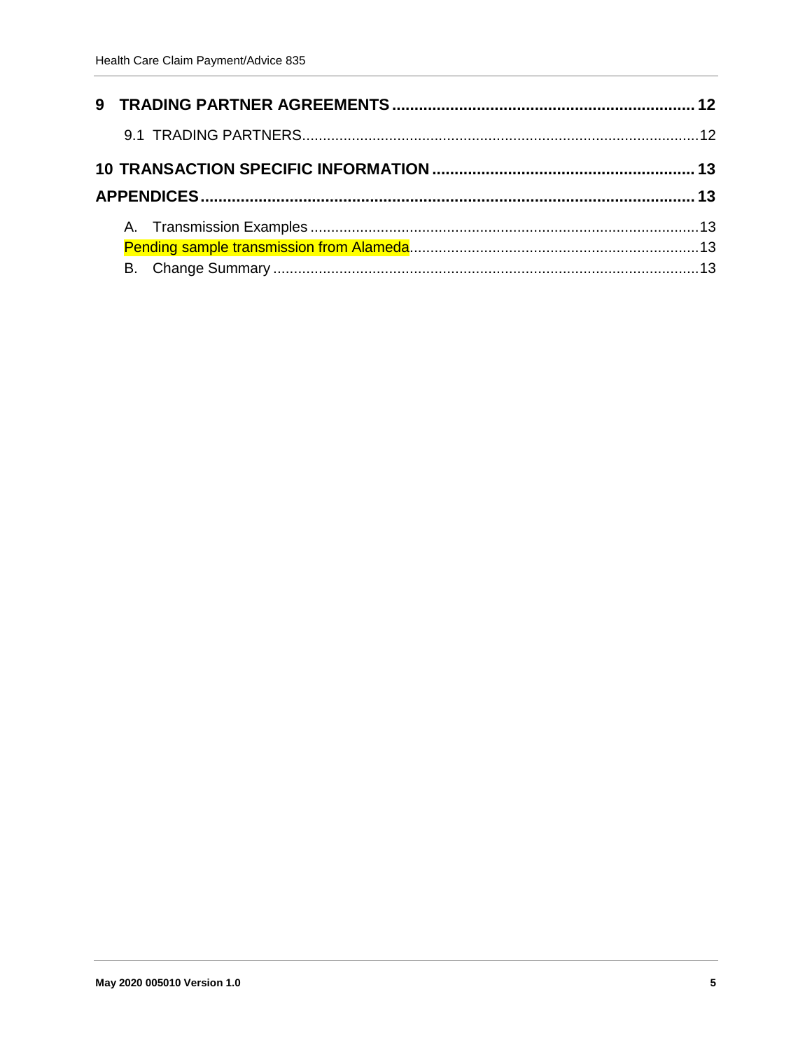**9 TRADING PARTNER AGREEMENTS** .................................................................... **12**

9.1 TRADING PARTNERS................................................................................................12

**10 TRANSACTION SPECIFIC INFORMATION** .......................................................... **13**

**APPENDICES**.............................................................................................................. **13**

A. Transmission Examples .............................................................................................13

Pending sample transmission from Alameda.....................................................................13

B. Change Summary .......................................................................................................13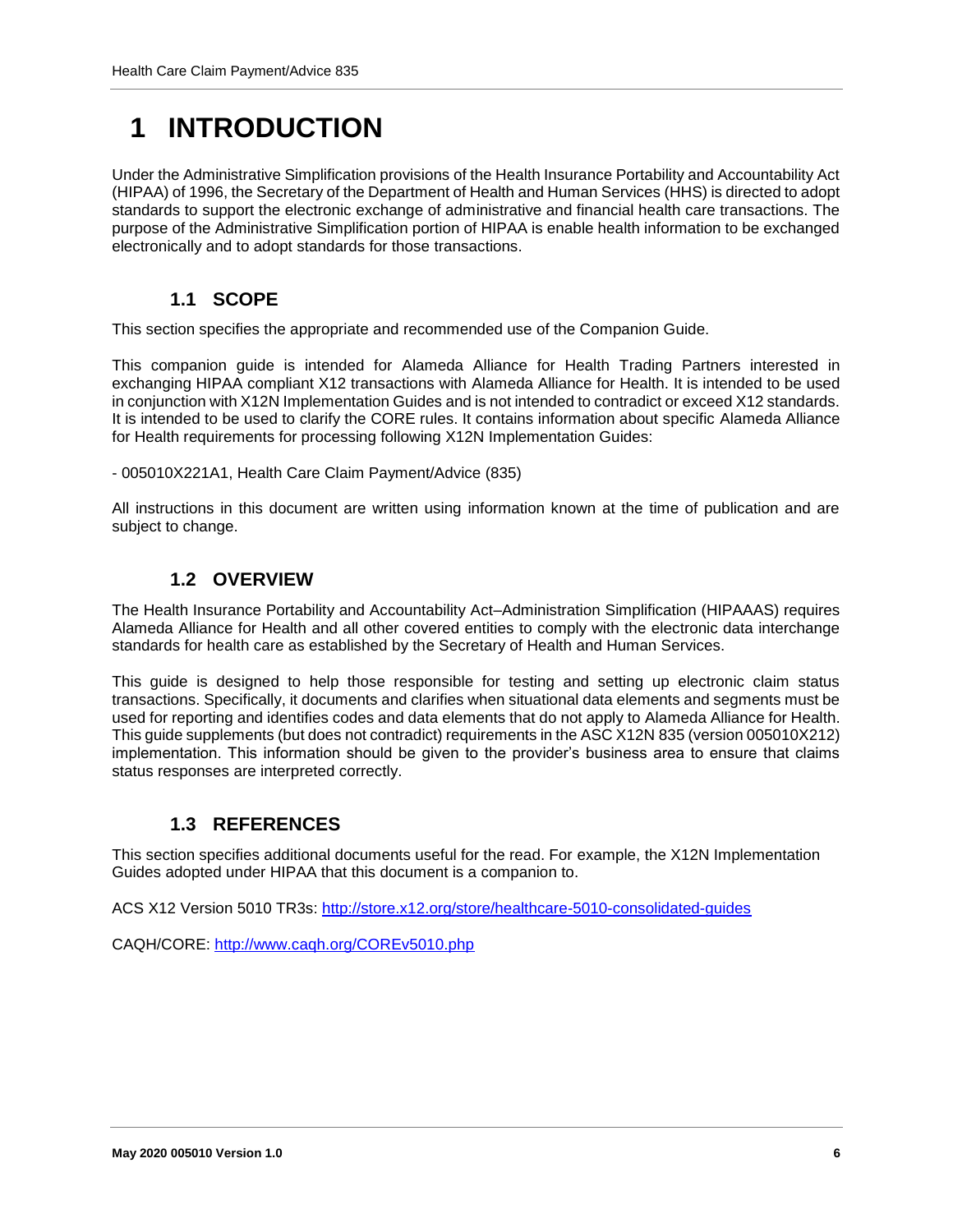# 1 INTRODUCTION

Under the Administrative Simplification provisions of the Health Insurance Portability and Accountability Act (HIPAA) of 1996, the Secretary of the Department of Health and Human Services (HHS) is directed to adopt standards to support the electronic exchange of administrative and financial health care transactions. The purpose of the Administrative Simplification portion of HIPAA is enable health information to be exchanged electronically and to adopt standards for those transactions.

## 1.1 SCOPE

This section specifies the appropriate and recommended use of the Companion Guide.

This companion guide is intended for Alameda Alliance for Health Trading Partners interested in exchanging HIPAA compliant X12 transactions with Alameda Alliance for Health. It is intended to be used in conjunction with X12N Implementation Guides and is not intended to contradict or exceed X12 standards. It is intended to be used to clarify the CORE rules. It contains information about specific Alameda Alliance for Health requirements for processing following X12N Implementation Guides:

- 005010X221A1, Health Care Claim Payment/Advice (835)

All instructions in this document are written using information known at the time of publication and are subject to change.

## 1.2 OVERVIEW

The Health Insurance Portability and Accountability Act–Administration Simplification (HIPAAAS) requires Alameda Alliance for Health and all other covered entities to comply with the electronic data interchange standards for health care as established by the Secretary of Health and Human Services.

This guide is designed to help those responsible for testing and setting up electronic claim status transactions. Specifically, it documents and clarifies when situational data elements and segments must be used for reporting and identifies codes and data elements that do not apply to Alameda Alliance for Health. This guide supplements (but does not contradict) requirements in the ASC X12N 835 (version 005010X212) implementation. This information should be given to the provider's business area to ensure that claims status responses are interpreted correctly.

## 1.3 REFERENCES

This section specifies additional documents useful for the read. For example, the X12N Implementation Guides adopted under HIPAA that this document is a companion to.

ACS X12 Version 5010 TR3s: http://store.x12.org/store/healthcare-5010-consolidated-guides

CAQH/CORE: http://www.caqh.org/COREv5010.php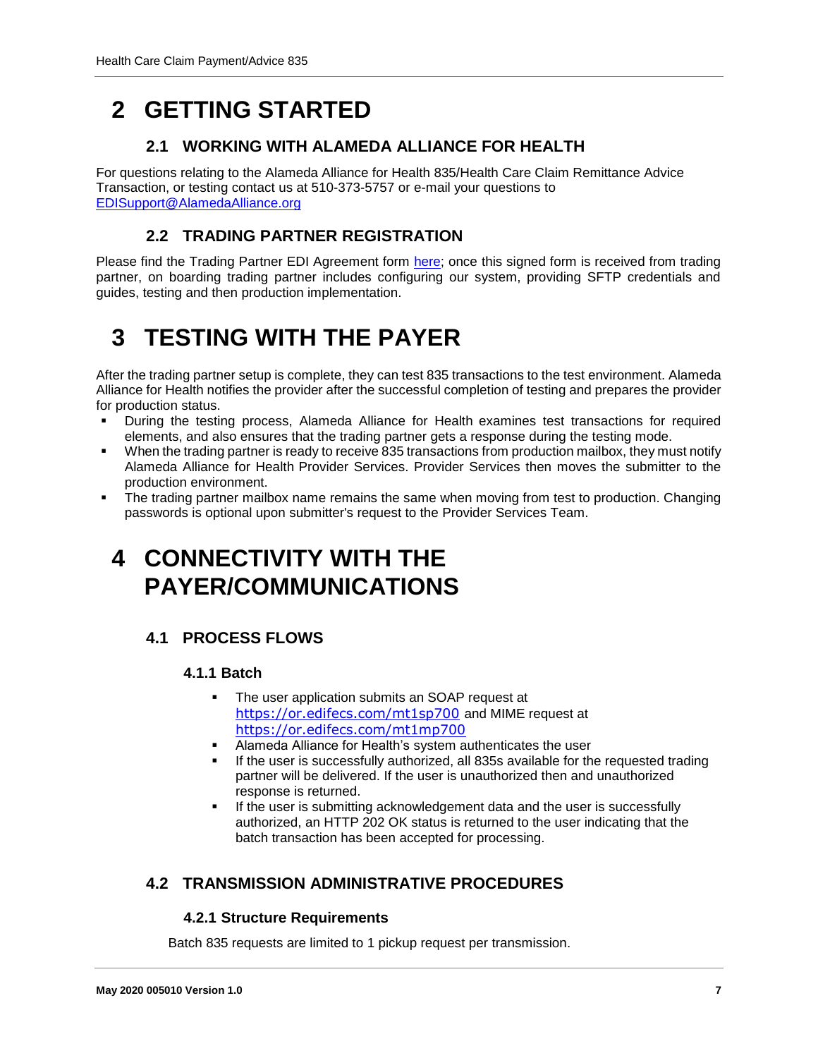# 2 GETTING STARTED

## 2.1 WORKING WITH ALAMEDA ALLIANCE FOR HEALTH

For questions relating to the Alameda Alliance for Health 835/Health Care Claim Remittance Advice Transaction, or testing contact us at 510-373-5757 or e-mail your questions to EDISupport@AlamedaAlliance.org

## 2.2 TRADING PARTNER REGISTRATION

Please find the Trading Partner EDI Agreement form here; once this signed form is received from trading partner, on boarding trading partner includes configuring our system, providing SFTP credentials and guides, testing and then production implementation.

# 3 TESTING WITH THE PAYER

After the trading partner setup is complete, they can test 835 transactions to the test environment. Alameda Alliance for Health notifies the provider after the successful completion of testing and prepares the provider for production status.

- During the testing process, Alameda Alliance for Health examines test transactions for required elements, and also ensures that the trading partner gets a response during the testing mode.
- When the trading partner is ready to receive 835 transactions from production mailbox, they must notify Alameda Alliance for Health Provider Services. Provider Services then moves the submitter to the production environment.
- The trading partner mailbox name remains the same when moving from test to production. Changing passwords is optional upon submitter's request to the Provider Services Team.

# 4 CONNECTIVITY WITH THE PAYER/COMMUNICATIONS

## 4.1 PROCESS FLOWS

### 4.1.1 Batch

- The user application submits an SOAP request at https://or.edifecs.com/mt1sp700 and MIME request at https://or.edifecs.com/mt1mp700
- Alameda Alliance for Health's system authenticates the user
- If the user is successfully authorized, all 835s available for the requested trading partner will be delivered. If the user is unauthorized then and unauthorized response is returned.
- If the user is submitting acknowledgement data and the user is successfully authorized, an HTTP 202 OK status is returned to the user indicating that the batch transaction has been accepted for processing.

## 4.2 TRANSMISSION ADMINISTRATIVE PROCEDURES

### 4.2.1 Structure Requirements

Batch 835 requests are limited to 1 pickup request per transmission.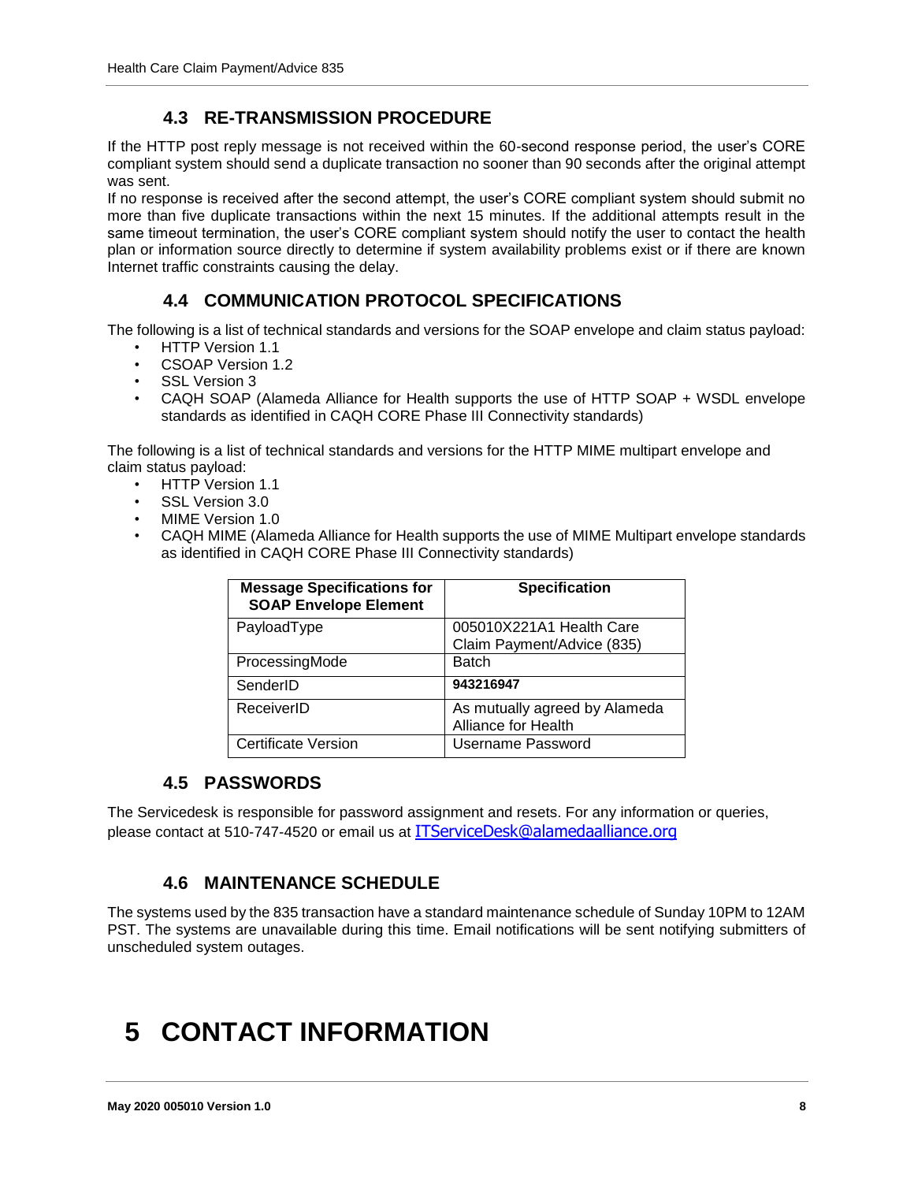## 4.3 RE-TRANSMISSION PROCEDURE

If the HTTP post reply message is not received within the 60-second response period, the user's CORE compliant system should send a duplicate transaction no sooner than 90 seconds after the original attempt was sent.

If no response is received after the second attempt, the user's CORE compliant system should submit no more than five duplicate transactions within the next 15 minutes. If the additional attempts result in the same timeout termination, the user's CORE compliant system should notify the user to contact the health plan or information source directly to determine if system availability problems exist or if there are known Internet traffic constraints causing the delay.

## 4.4 COMMUNICATION PROTOCOL SPECIFICATIONS

The following is a list of technical standards and versions for the SOAP envelope and claim status payload:

- HTTP Version 1.1
- CSOAP Version 1.2
- SSL Version 3
- CAQH SOAP (Alameda Alliance for Health supports the use of HTTP SOAP + WSDL envelope standards as identified in CAQH CORE Phase III Connectivity standards)

The following is a list of technical standards and versions for the HTTP MIME multipart envelope and claim status payload:

- HTTP Version 1.1
- SSL Version 3.0
- MIME Version 1.0
- CAQH MIME (Alameda Alliance for Health supports the use of MIME Multipart envelope standards as identified in CAQH CORE Phase III Connectivity standards)

| Message Specifications for SOAP Envelope Element | Specification |
|---|---|
| PayloadType | 005010X221A1 Health Care Claim Payment/Advice (835) |
| ProcessingMode | Batch |
| SenderID | **943216947** |
| ReceiverID | As mutually agreed by Alameda Alliance for Health |
| Certificate Version | Username Password |

## 4.5 PASSWORDS

The Servicedesk is responsible for password assignment and resets. For any information or queries, please contact at 510-747-4520 or email us at ITServiceDesk@alamedaalliance.org

## 4.6 MAINTENANCE SCHEDULE

The systems used by the 835 transaction have a standard maintenance schedule of Sunday 10PM to 12AM PST. The systems are unavailable during this time. Email notifications will be sent notifying submitters of unscheduled system outages.

# 5 CONTACT INFORMATION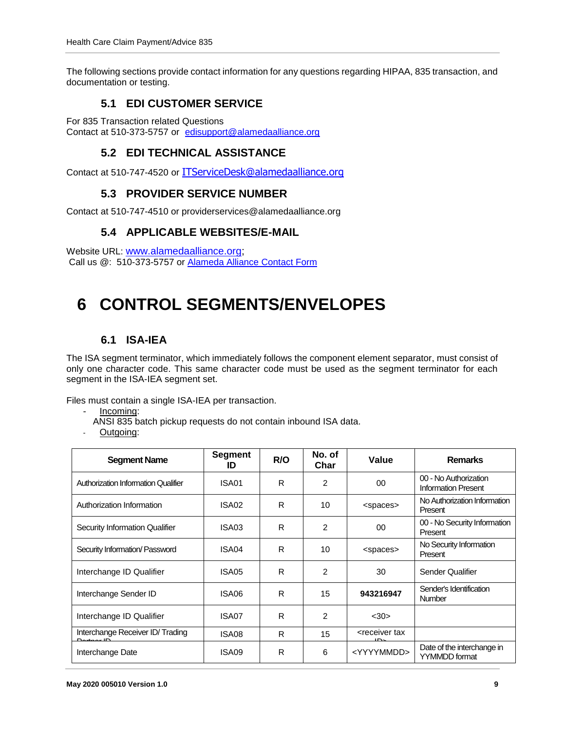The following sections provide contact information for any questions regarding HIPAA, 835 transaction, and documentation or testing.

### 5.1 EDI CUSTOMER SERVICE

For 835 Transaction related Questions
Contact at 510-373-5757 or [edisupport@alamedaalliance.org](mailto:edisupport@alamedaalliance.org)

### 5.2 EDI TECHNICAL ASSISTANCE

Contact at 510-747-4520 or [ITServiceDesk@alamedaalliance.org](mailto:ITServiceDesk@alamedaalliance.org)

### 5.3 PROVIDER SERVICE NUMBER

Contact at 510-747-4510 or providerservices@alamedaalliance.org

### 5.4 APPLICABLE WEBSITES/E-MAIL

Website URL: [www.alamedaalliance.org](http://www.alamedaalliance.org);
Call us @: 510-373-5757 or [Alameda Alliance Contact Form]()

# 6 CONTROL SEGMENTS/ENVELOPES

### 6.1 ISA-IEA

The ISA segment terminator, which immediately follows the component element separator, must consist of only one character code. This same character code must be used as the segment terminator for each segment in the ISA-IEA segment set.

Files must contain a single ISA-IEA per transaction.

- Incoming:
  ANSI 835 batch pickup requests do not contain inbound ISA data.
- Outgoing:

| Segment Name | Segment ID | R/O | No. of Char | Value | Remarks |
|---|---|---|---|---|---|
| Authorization Information Qualifier | ISA01 | R | 2 | 00 | 00 - No Authorization Information Present |
| Authorization Information | ISA02 | R | 10 | <spaces> | No Authorization Information Present |
| Security Information Qualifier | ISA03 | R | 2 | 00 | 00 - No Security Information Present |
| Security Information/ Password | ISA04 | R | 10 | <spaces> | No Security Information Present |
| Interchange ID Qualifier | ISA05 | R | 2 | 30 | Sender Qualifier |
| Interchange Sender ID | ISA06 | R | 15 | **943216947** | Sender's Identification Number |
| Interchange ID Qualifier | ISA07 | R | 2 | <30> | |
| Interchange Receiver ID/ Trading Partner ID | ISA08 | R | 15 | <receiver tax ID> | |
| Interchange Date | ISA09 | R | 6 | <YYYYMMDD> | Date of the interchange in YYMMDD format |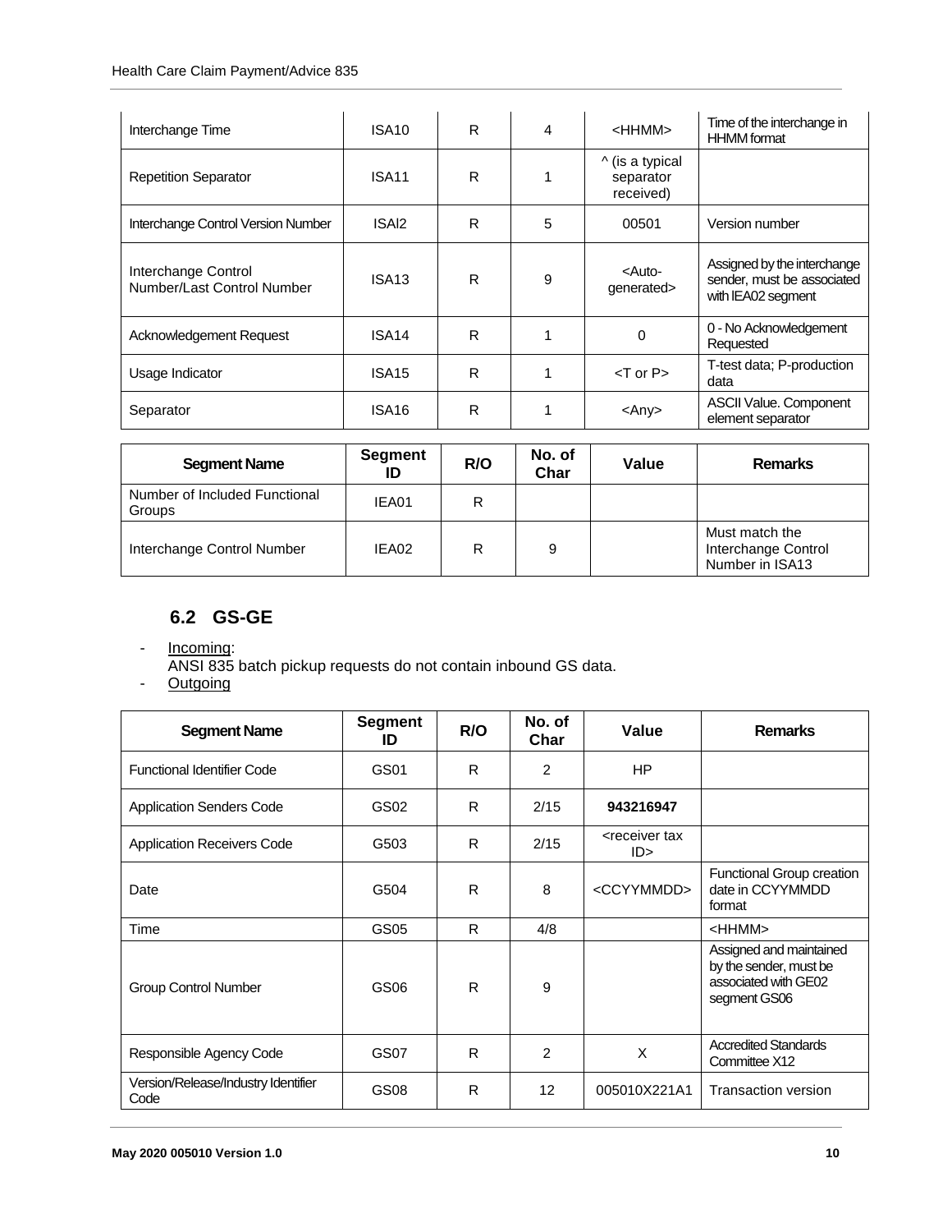| Interchange Time | ISA10 | R | 4 | <HHMM> | Time of the interchange in HHMM format |
|---|---|---|---|---|---|
| Repetition Separator | ISA11 | R | 1 | ^ (is a typical separator received) | |
| Interchange Control Version Number | ISAl2 | R | 5 | 00501 | Version number |
| Interchange Control Number/Last Control Number | ISA13 | R | 9 | <Auto-generated> | Assigned by the interchange sender, must be associated with IEA02 segment |
| Acknowledgement Request | ISA14 | R | 1 | 0 | 0 - No Acknowledgement Requested |
| Usage Indicator | ISA15 | R | 1 | <T or P> | T-test data; P-production data |
| Separator | ISA16 | R | 1 | <Any> | ASCII Value. Component element separator |

| Segment Name | Segment ID | R/O | No. of Char | Value | Remarks |
|---|---|---|---|---|---|
| Number of Included Functional Groups | IEA01 | R | | | |
| Interchange Control Number | IEA02 | R | 9 | | Must match the Interchange Control Number in ISA13 |

## 6.2 GS-GE

- Incoming:
  ANSI 835 batch pickup requests do not contain inbound GS data.
- Outgoing

| Segment Name | Segment ID | R/O | No. of Char | Value | Remarks |
|---|---|---|---|---|---|
| Functional Identifier Code | GS01 | R | 2 | HP | |
| Application Senders Code | GS02 | R | 2/15 | **943216947** | |
| Application Receivers Code | G503 | R | 2/15 | <receiver tax ID> | |
| Date | G504 | R | 8 | <CCYYMMDD> | Functional Group creation date in CCYYMMDD format |
| Time | GS05 | R | 4/8 | | <HHMM> |
| Group Control Number | GS06 | R | 9 | | Assigned and maintained by the sender, must be associated with GE02 segment GS06 |
| Responsible Agency Code | GS07 | R | 2 | X | Accredited Standards Committee X12 |
| Version/Release/Industry Identifier Code | GS08 | R | 12 | 005010X221A1 | Transaction version |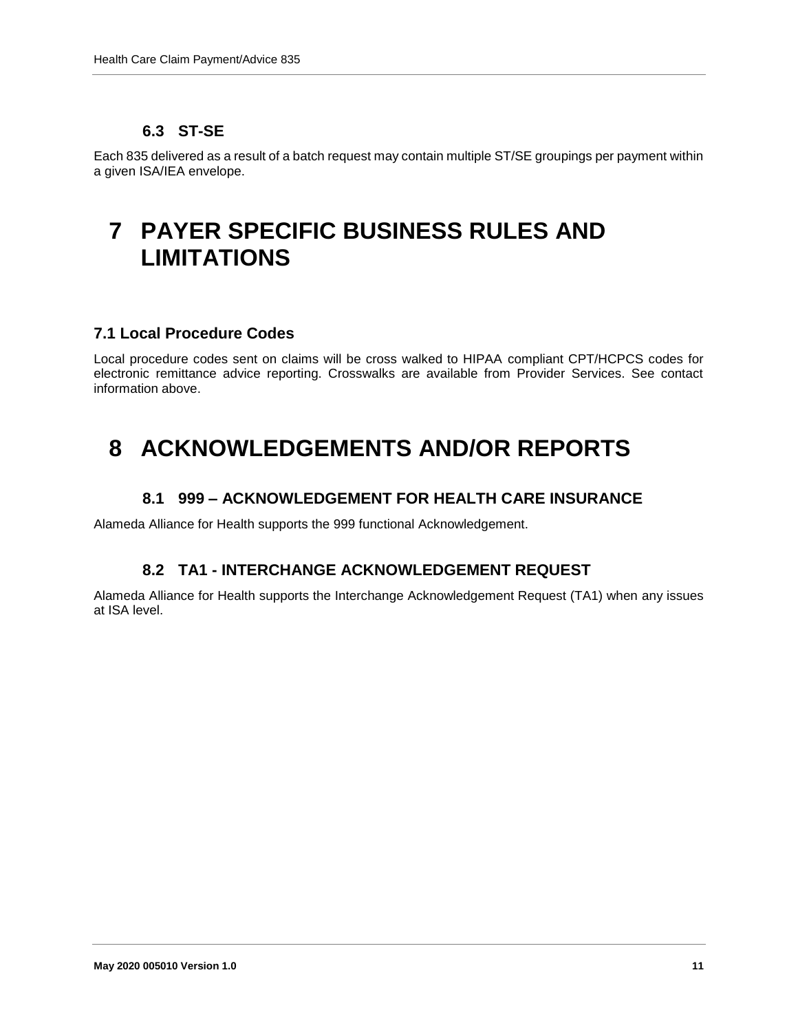### 6.3 ST-SE

Each 835 delivered as a result of a batch request may contain multiple ST/SE groupings per payment within a given ISA/IEA envelope.

# 7 PAYER SPECIFIC BUSINESS RULES AND LIMITATIONS

### 7.1 Local Procedure Codes

Local procedure codes sent on claims will be cross walked to HIPAA compliant CPT/HCPCS codes for electronic remittance advice reporting. Crosswalks are available from Provider Services. See contact information above.

# 8 ACKNOWLEDGEMENTS AND/OR REPORTS

### 8.1 999 – ACKNOWLEDGEMENT FOR HEALTH CARE INSURANCE

Alameda Alliance for Health supports the 999 functional Acknowledgement.

### 8.2 TA1 - INTERCHANGE ACKNOWLEDGEMENT REQUEST

Alameda Alliance for Health supports the Interchange Acknowledgement Request (TA1) when any issues at ISA level.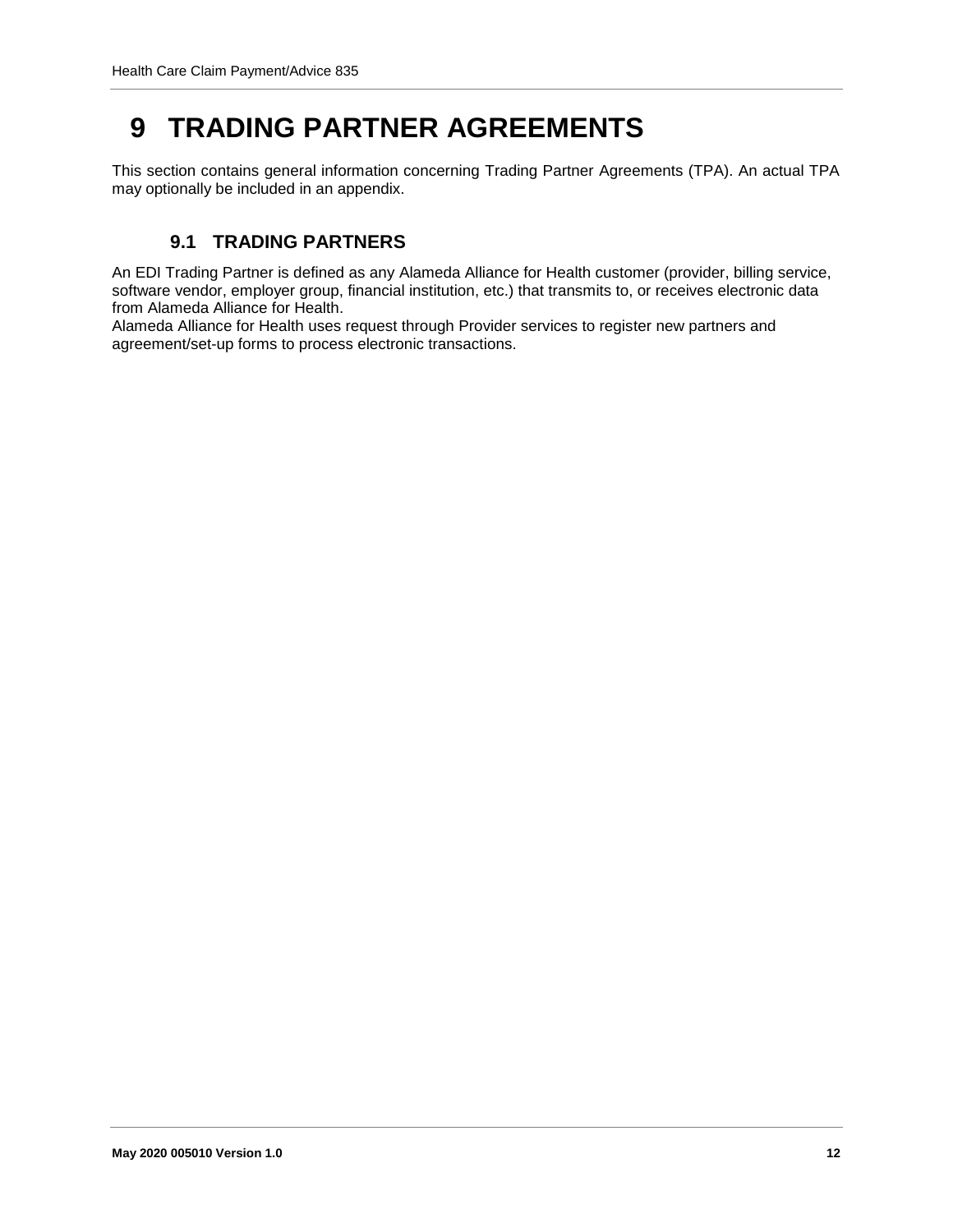# 9 TRADING PARTNER AGREEMENTS

This section contains general information concerning Trading Partner Agreements (TPA). An actual TPA may optionally be included in an appendix.

## 9.1 TRADING PARTNERS

An EDI Trading Partner is defined as any Alameda Alliance for Health customer (provider, billing service, software vendor, employer group, financial institution, etc.) that transmits to, or receives electronic data from Alameda Alliance for Health.
Alameda Alliance for Health uses request through Provider services to register new partners and agreement/set-up forms to process electronic transactions.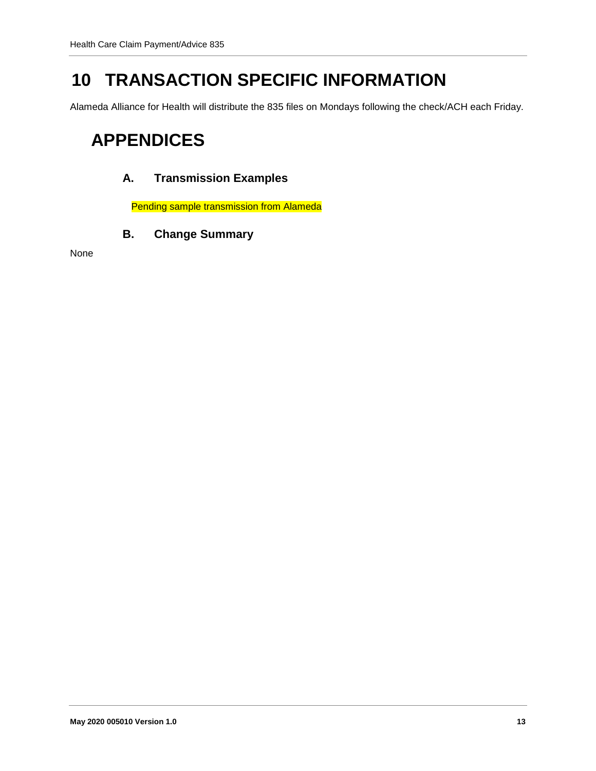# 10 TRANSACTION SPECIFIC INFORMATION

Alameda Alliance for Health will distribute the 835 files on Mondays following the check/ACH each Friday.

# APPENDICES

## A. Transmission Examples

Pending sample transmission from Alameda

## B. Change Summary

None